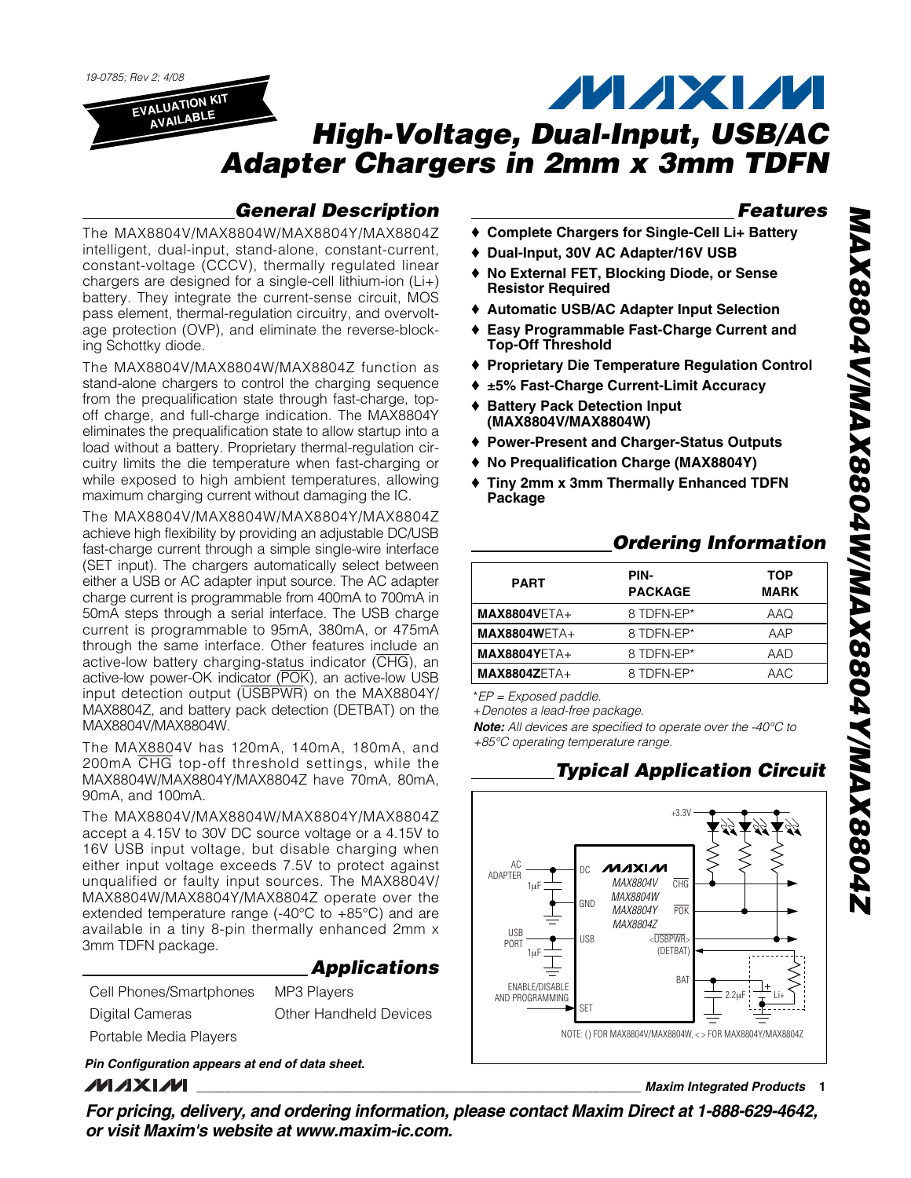19-0785; Rev 2; 4/08

EVALUATION KIT AVAILABLE

# High-Voltage, Dual-Input, USB/AC Adapter Chargers in 2mm x 3mm TDFN

## General Description

The MAX8804V/MAX8804W/MAX8804Y/MAX8804Z intelligent, dual-input, stand-alone, constant-current, constant-voltage (CCCV), thermally regulated linear chargers are designed for a single-cell lithium-ion (Li+) battery. They integrate the current-sense circuit, MOS pass element, thermal-regulation circuitry, and overvoltage protection (OVP), and eliminate the reverse-blocking Schottky diode.

The MAX8804V/MAX8804W/MAX8804Z function as stand-alone chargers to control the charging sequence from the prequalification state through fast-charge, top-off charge, and full-charge indication. The MAX8804Y eliminates the prequalification state to allow startup into a load without a battery. Proprietary thermal-regulation circuitry limits the die temperature when fast-charging or while exposed to high ambient temperatures, allowing maximum charging current without damaging the IC.

The MAX8804V/MAX8804W/MAX8804Y/MAX8804Z achieve high flexibility by providing an adjustable DC/USB fast-charge current through a simple single-wire interface (SET input). The chargers automatically select between either a USB or AC adapter input source. The AC adapter charge current is programmable from 400mA to 700mA in 50mA steps through a serial interface. The USB charge current is programmable to 95mA, 380mA, or 475mA through the same interface. Other features include an active-low battery charging-status indicator (CHG), an active-low power-OK indicator (POK), an active-low USB input detection output (USBPWR) on the MAX8804Y/MAX8804Z, and battery pack detection (DETBAT) on the MAX8804V/MAX8804W.

The MAX8804V has 120mA, 140mA, 180mA, and 200mA CHG top-off threshold settings, while the MAX8804W/MAX8804Y/MAX8804Z have 70mA, 80mA, 90mA, and 100mA.

The MAX8804V/MAX8804W/MAX8804Y/MAX8804Z accept a 4.15V to 30V DC source voltage or a 4.15V to 16V USB input voltage, but disable charging when either input voltage exceeds 7.5V to protect against unqualified or faulty input sources. The MAX8804V/MAX8804W/MAX8804Y/MAX8804Z operate over the extended temperature range (-40°C to +85°C) and are available in a tiny 8-pin thermally enhanced 2mm x 3mm TDFN package.

## Applications

- Cell Phones/Smartphones
- Digital Cameras
- Portable Media Players
- MP3 Players
- Other Handheld Devices

*Pin Configuration appears at end of data sheet.*

## Features

- ♦ Complete Chargers for Single-Cell Li+ Battery
- ♦ Dual-Input, 30V AC Adapter/16V USB
- ♦ No External FET, Blocking Diode, or Sense Resistor Required
- ♦ Automatic USB/AC Adapter Input Selection
- ♦ Easy Programmable Fast-Charge Current and Top-Off Threshold
- ♦ Proprietary Die Temperature Regulation Control
- ♦ ±5% Fast-Charge Current-Limit Accuracy
- ♦ Battery Pack Detection Input (MAX8804V/MAX8804W)
- ♦ Power-Present and Charger-Status Outputs
- ♦ No Prequalification Charge (MAX8804Y)
- ♦ Tiny 2mm x 3mm Thermally Enhanced TDFN Package

## Ordering Information

| PART | PIN-PACKAGE | TOP MARK |
|---|---|---|
| **MAX8804V**ETA+ | 8 TDFN-EP* | AAQ |
| **MAX8804W**ETA+ | 8 TDFN-EP* | AAP |
| **MAX8804Y**ETA+ | 8 TDFN-EP* | AAD |
| **MAX8804Z**ETA+ | 8 TDFN-EP* | AAC |

*EP = Exposed paddle.
+Denotes a lead-free package.

***Note:*** *All devices are specified to operate over the -40°C to +85°C operating temperature range.*

## Typical Application Circuit

AC ADAPTER, 1µF, DC, GND, USB PORT, 1µF, USB, ENABLE/DISABLE AND PROGRAMMING, SET, MAX8804V MAX8804W MAX8804Y MAX8804Z, +3.3V, CHG, POK, <USBPWR> (DETBAT), BAT, 2.2µF, Li+

NOTE: ( ) FOR MAX8804V/MAX8804W, < > FOR MAX8804Y/MAX8804Z

**For pricing, delivery, and ordering information, please contact Maxim Direct at 1-888-629-4642, or visit Maxim's website at www.maxim-ic.com.**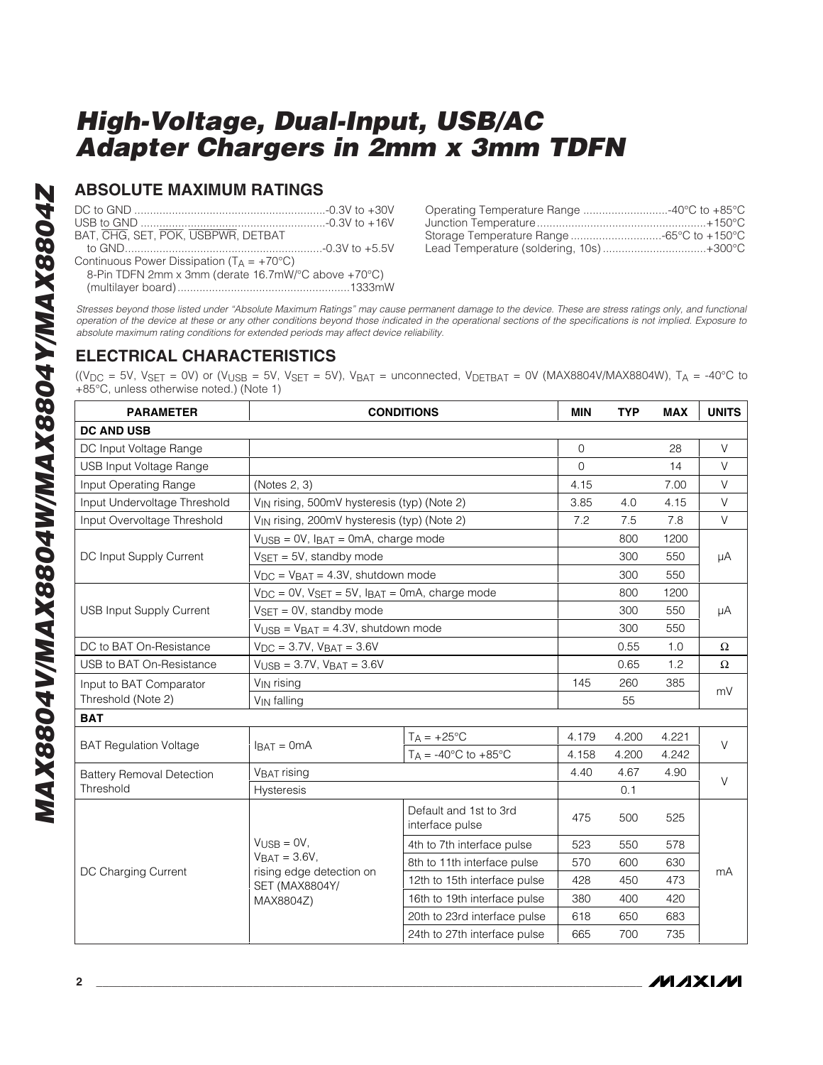## ABSOLUTE MAXIMUM RATINGS

DC to GND ............................................................-0.3V to +30V
USB to GND ...........................................................-0.3V to +16V
BAT, $\overline{CHG}$, SET, $\overline{POK}$, $\overline{USBPWR}$, DETBAT
 to GND...............................................................-0.3V to +5.5V
Continuous Power Dissipation ($T_A$ = +70°C)
 8-Pin TDFN 2mm x 3mm (derate 16.7mW/°C above +70°C)
 (multilayer board)......................................................1333mW

Operating Temperature Range ...........................-40°C to +85°C
Junction Temperature......................................................+150°C
Storage Temperature Range.............................-65°C to +150°C
Lead Temperature (soldering, 10s).................................+300°C

*Stresses beyond those listed under "Absolute Maximum Ratings" may cause permanent damage to the device. These are stress ratings only, and functional operation of the device at these or any other conditions beyond those indicated in the operational sections of the specifications is not implied. Exposure to absolute maximum rating conditions for extended periods may affect device reliability.*

## ELECTRICAL CHARACTERISTICS

(($V_{DC}$ = 5V, $V_{SET}$ = 0V) or ($V_{USB}$ = 5V, $V_{SET}$ = 5V), $V_{BAT}$ = unconnected, $V_{DETBAT}$ = 0V (MAX8804V/MAX8804W), $T_A$ = -40°C to +85°C, unless otherwise noted.) (Note 1)

| PARAMETER | CONDITIONS | | MIN | TYP | MAX | UNITS |
|---|---|---|---|---|---|---|
| **DC AND USB** | | | | | | |
| DC Input Voltage Range | | | 0 | | 28 | V |
| USB Input Voltage Range | | | 0 | | 14 | V |
| Input Operating Range | (Notes 2, 3) | | 4.15 | | 7.00 | V |
| Input Undervoltage Threshold | $V_{IN}$ rising, 500mV hysteresis (typ) (Note 2) | | 3.85 | 4.0 | 4.15 | V |
| Input Overvoltage Threshold | $V_{IN}$ rising, 200mV hysteresis (typ) (Note 2) | | 7.2 | 7.5 | 7.8 | V |
| DC Input Supply Current | $V_{USB}$ = 0V, $I_{BAT}$ = 0mA, charge mode | | | 800 | 1200 | µA |
| | $V_{SET}$ = 5V, standby mode | | | 300 | 550 | |
| | $V_{DC}$ = $V_{BAT}$ = 4.3V, shutdown mode | | | 300 | 550 | |
| USB Input Supply Current | $V_{DC}$ = 0V, $V_{SET}$ = 5V, $I_{BAT}$ = 0mA, charge mode | | | 800 | 1200 | µA |
| | $V_{SET}$ = 0V, standby mode | | | 300 | 550 | |
| | $V_{USB}$ = $V_{BAT}$ = 4.3V, shutdown mode | | | 300 | 550 | |
| DC to BAT On-Resistance | $V_{DC}$ = 3.7V, $V_{BAT}$ = 3.6V | | | 0.55 | 1.0 | Ω |
| USB to BAT On-Resistance | $V_{USB}$ = 3.7V, $V_{BAT}$ = 3.6V | | | 0.65 | 1.2 | Ω |
| Input to BAT Comparator Threshold (Note 2) | $V_{IN}$ rising | | 145 | 260 | 385 | mV |
| | $V_{IN}$ falling | | | 55 | | |
| **BAT** | | | | | | |
| BAT Regulation Voltage | $I_{BAT}$ = 0mA | $T_A$ = +25°C | 4.179 | 4.200 | 4.221 | V |
| | | $T_A$ = -40°C to +85°C | 4.158 | 4.200 | 4.242 | |
| Battery Removal Detection Threshold | $V_{BAT}$ rising | | 4.40 | 4.67 | 4.90 | V |
| | Hysteresis | | | 0.1 | | |
| DC Charging Current | $V_{USB}$ = 0V, $V_{BAT}$ = 3.6V, rising edge detection on SET (MAX8804Y/MAX8804Z) | Default and 1st to 3rd interface pulse | 475 | 500 | 525 | mA |
| | | 4th to 7th interface pulse | 523 | 550 | 578 | |
| | | 8th to 11th interface pulse | 570 | 600 | 630 | |
| | | 12th to 15th interface pulse | 428 | 450 | 473 | |
| | | 16th to 19th interface pulse | 380 | 400 | 420 | |
| | | 20th to 23rd interface pulse | 618 | 650 | 683 | |
| | | 24th to 27th interface pulse | 665 | 700 | 735 | |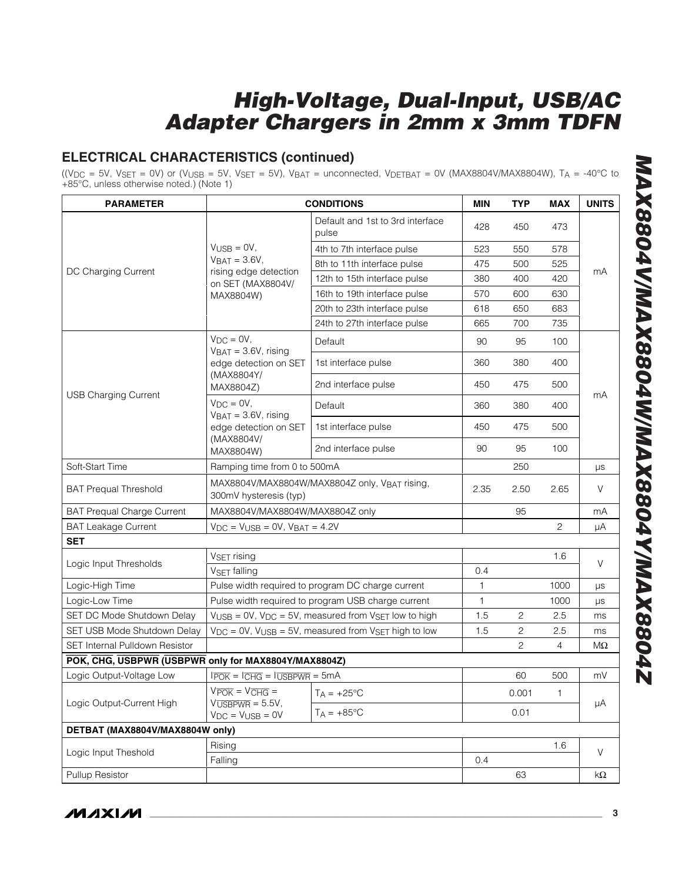## ELECTRICAL CHARACTERISTICS (continued)

(($V_{DC}$ = 5V, $V_{SET}$ = 0V) or ($V_{USB}$ = 5V, $V_{SET}$ = 5V), $V_{BAT}$ = unconnected, $V_{DETBAT}$ = 0V (MAX8804V/MAX8804W), $T_A$ = -40°C to +85°C, unless otherwise noted.) (Note 1)

| PARAMETER | CONDITIONS | | MIN | TYP | MAX | UNITS |
|---|---|---|---|---|---|---|
| DC Charging Current | $V_{USB}$ = 0V, $V_{BAT}$ = 3.6V, rising edge detection on SET (MAX8804V/ MAX8804W) | Default and 1st to 3rd interface pulse | 428 | 450 | 473 | mA |
| | | 4th to 7th interface pulse | 523 | 550 | 578 | |
| | | 8th to 11th interface pulse | 475 | 500 | 525 | |
| | | 12th to 15th interface pulse | 380 | 400 | 420 | |
| | | 16th to 19th interface pulse | 570 | 600 | 630 | |
| | | 20th to 23th interface pulse | 618 | 650 | 683 | |
| | | 24th to 27th interface pulse | 665 | 700 | 735 | |
| USB Charging Current | $V_{DC}$ = 0V, $V_{BAT}$ = 3.6V, rising edge detection on SET (MAX8804Y/ MAX8804Z) | Default | 90 | 95 | 100 | mA |
| | | 1st interface pulse | 360 | 380 | 400 | |
| | | 2nd interface pulse | 450 | 475 | 500 | |
| | $V_{DC}$ = 0V, $V_{BAT}$ = 3.6V, rising edge detection on SET (MAX8804V/ MAX8804W) | Default | 360 | 380 | 400 | |
| | | 1st interface pulse | 450 | 475 | 500 | |
| | | 2nd interface pulse | 90 | 95 | 100 | |
| Soft-Start Time | Ramping time from 0 to 500mA | | | 250 | | µs |
| BAT Prequal Threshold | MAX8804V/MAX8804W/MAX8804Z only, $V_{BAT}$ rising, 300mV hysteresis (typ) | | 2.35 | 2.50 | 2.65 | V |
| BAT Prequal Charge Current | MAX8804V/MAX8804W/MAX8804Z only | | | 95 | | mA |
| BAT Leakage Current | $V_{DC}$ = $V_{USB}$ = 0V, $V_{BAT}$ = 4.2V | | | | 2 | µA |
| **SET** | | | | | | |
| Logic Input Thresholds | $V_{SET}$ rising | | | | 1.6 | V |
| | $V_{SET}$ falling | | 0.4 | | | |
| Logic-High Time | Pulse width required to program DC charge current | | 1 | | 1000 | µs |
| Logic-Low Time | Pulse width required to program USB charge current | | 1 | | 1000 | µs |
| SET DC Mode Shutdown Delay | $V_{USB}$ = 0V, $V_{DC}$ = 5V, measured from $V_{SET}$ low to high | | 1.5 | 2 | 2.5 | ms |
| SET USB Mode Shutdown Delay | $V_{DC}$ = 0V, $V_{USB}$ = 5V, measured from $V_{SET}$ high to low | | 1.5 | 2 | 2.5 | ms |
| SET Internal Pulldown Resistor | | | | 2 | 4 | MΩ |
| **$\overline{POK}$, $\overline{CHG}$, $\overline{USBPWR}$ ($\overline{USBPWR}$ only for MAX8804Y/MAX8804Z)** | | | | | | |
| Logic Output-Voltage Low | $I_{\overline{POK}}$ = $I_{\overline{CHG}}$ = $I_{\overline{USBPWR}}$ = 5mA | | | 60 | 500 | mV |
| Logic Output-Current High | $V_{\overline{POK}}$ = $V_{\overline{CHG}}$ = $V_{\overline{USBPWR}}$ = 5.5V, $V_{DC}$ = $V_{USB}$ = 0V | $T_A$ = +25°C | | 0.001 | 1 | µA |
| | | $T_A$ = +85°C | | 0.01 | | |
| **DETBAT (MAX8804V/MAX8804W only)** | | | | | | |
| Logic Input Theshold | Rising | | | | 1.6 | V |
| | Falling | | 0.4 | | | |
| Pullup Resistor | | | | 63 | | kΩ |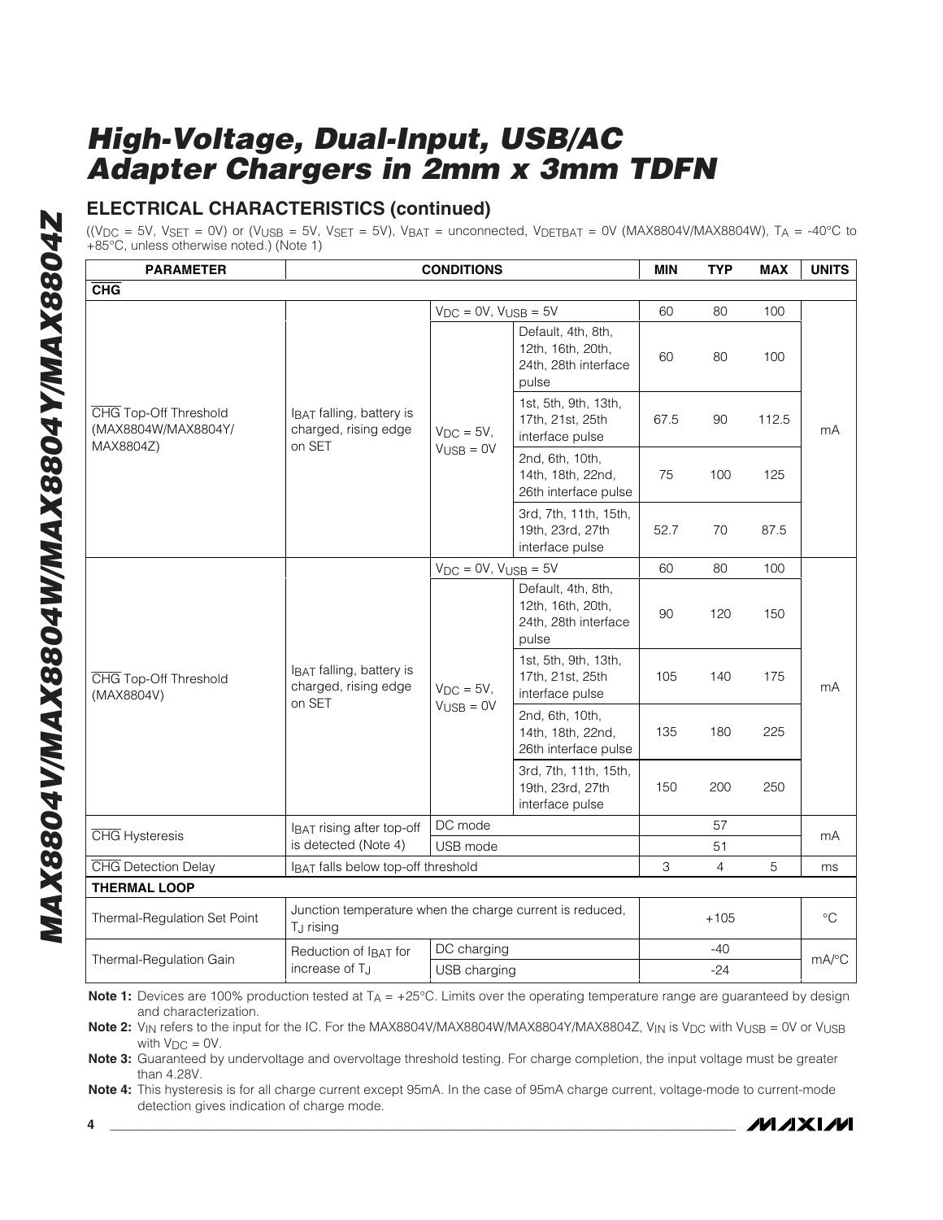## ELECTRICAL CHARACTERISTICS (continued)

(($V_{DC}$ = 5V, $V_{SET}$ = 0V) or ($V_{USB}$ = 5V, $V_{SET}$ = 5V), $V_{BAT}$ = unconnected, $V_{DETBAT}$ = 0V (MAX8804V/MAX8804W), $T_A$ = -40°C to +85°C, unless otherwise noted.) (Note 1)

| PARAMETER | CONDITIONS | | | MIN | TYP | MAX | UNITS |
|---|---|---|---|---|---|---|---|
| **CHG** | | | | | | | |
| CHG Top-Off Threshold (MAX8804W/MAX8804Y/ MAX8804Z) | $I_{BAT}$ falling, battery is charged, rising edge on SET | $V_{DC}$ = 0V, $V_{USB}$ = 5V | | 60 | 80 | 100 | mA |
| | | $V_{DC}$ = 5V, $V_{USB}$ = 0V | Default, 4th, 8th, 12th, 16th, 20th, 24th, 28th interface pulse | 60 | 80 | 100 | |
| | | | 1st, 5th, 9th, 13th, 17th, 21st, 25th interface pulse | 67.5 | 90 | 112.5 | |
| | | | 2nd, 6th, 10th, 14th, 18th, 22nd, 26th interface pulse | 75 | 100 | 125 | |
| | | | 3rd, 7th, 11th, 15th, 19th, 23rd, 27th interface pulse | 52.7 | 70 | 87.5 | |
| CHG Top-Off Threshold (MAX8804V) | $I_{BAT}$ falling, battery is charged, rising edge on SET | $V_{DC}$ = 0V, $V_{USB}$ = 5V | | 60 | 80 | 100 | mA |
| | | $V_{DC}$ = 5V, $V_{USB}$ = 0V | Default, 4th, 8th, 12th, 16th, 20th, 24th, 28th interface pulse | 90 | 120 | 150 | |
| | | | 1st, 5th, 9th, 13th, 17th, 21st, 25th interface pulse | 105 | 140 | 175 | |
| | | | 2nd, 6th, 10th, 14th, 18th, 22nd, 26th interface pulse | 135 | 180 | 225 | |
| | | | 3rd, 7th, 11th, 15th, 19th, 23rd, 27th interface pulse | 150 | 200 | 250 | |
| CHG Hysteresis | $I_{BAT}$ rising after top-off is detected (Note 4) | DC mode | | | 57 | | mA |
| | | USB mode | | | 51 | | |
| CHG Detection Delay | $I_{BAT}$ falls below top-off threshold | | | 3 | 4 | 5 | ms |
| **THERMAL LOOP** | | | | | | | |
| Thermal-Regulation Set Point | Junction temperature when the charge current is reduced, $T_J$ rising | | | | +105 | | °C |
| Thermal-Regulation Gain | Reduction of $I_{BAT}$ for increase of $T_J$ | DC charging | | | -40 | | mA/°C |
| | | USB charging | | | -24 | | |

**Note 1:** Devices are 100% production tested at $T_A$ = +25°C. Limits over the operating temperature range are guaranteed by design and characterization.

**Note 2:** $V_{IN}$ refers to the input for the IC. For the MAX8804V/MAX8804W/MAX8804Y/MAX8804Z, $V_{IN}$ is $V_{DC}$ with $V_{USB}$ = 0V or $V_{USB}$ with $V_{DC}$ = 0V.

**Note 3:** Guaranteed by undervoltage and overvoltage threshold testing. For charge completion, the input voltage must be greater than 4.28V.

**Note 4:** This hysteresis is for all charge current except 95mA. In the case of 95mA charge current, voltage-mode to current-mode detection gives indication of charge mode.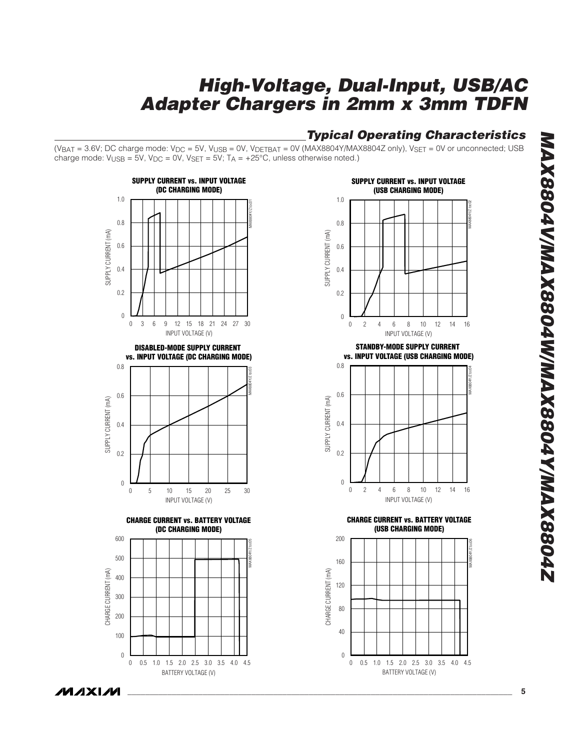## Typical Operating Characteristics

($V_{BAT}$ = 3.6V; DC charge mode: $V_{DC}$ = 5V, $V_{USB}$ = 0V, $V_{DETBAT}$ = 0V (MAX8804Y/MAX8804Z only), $V_{SET}$ = 0V or unconnected; USB charge mode: $V_{USB}$ = 5V, $V_{DC}$ = 0V, $V_{SET}$ = 5V; $T_A$ = +25°C, unless otherwise noted.)

**SUPPLY CURRENT vs. INPUT VOLTAGE (DC CHARGING MODE)**

**SUPPLY CURRENT vs. INPUT VOLTAGE (USB CHARGING MODE)**

**DISABLED-MODE SUPPLY CURRENT vs. INPUT VOLTAGE (DC CHARGING MODE)**

**STANDBY-MODE SUPPLY CURRENT vs. INPUT VOLTAGE (USB CHARGING MODE)**

**CHARGE CURRENT vs. BATTERY VOLTAGE (DC CHARGING MODE)**

**CHARGE CURRENT vs. BATTERY VOLTAGE (USB CHARGING MODE)**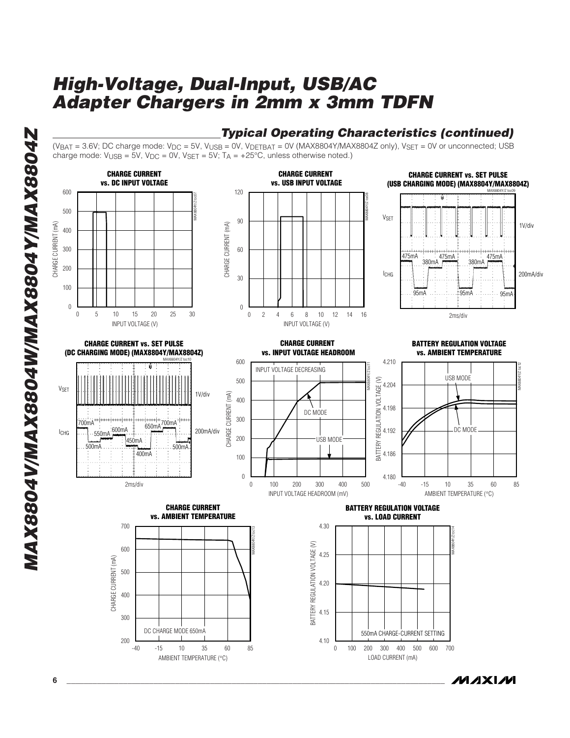## Typical Operating Characteristics (continued)

($V_{BAT}$ = 3.6V; DC charge mode: $V_{DC}$ = 5V, $V_{USB}$ = 0V, $V_{DETBAT}$ = 0V (MAX8804Y/MAX8804Z only), $V_{SET}$ = 0V or unconnected; USB charge mode: $V_{USB}$ = 5V, $V_{DC}$ = 0V, $V_{SET}$ = 5V; $T_A$ = +25°C, unless otherwise noted.)

**CHARGE CURRENT vs. DC INPUT VOLTAGE**

**CHARGE CURRENT vs. USB INPUT VOLTAGE**

**CHARGE CURRENT vs. SET PULSE (USB CHARGING MODE) (MAX8804Y/MAX8804Z)**

**CHARGE CURRENT vs. SET PULSE (DC CHARGING MODE) (MAX8804Y/MAX8804Z)**

**CHARGE CURRENT vs. INPUT VOLTAGE HEADROOM**

**BATTERY REGULATION VOLTAGE vs. AMBIENT TEMPERATURE**

**CHARGE CURRENT vs. AMBIENT TEMPERATURE**

**BATTERY REGULATION VOLTAGE vs. LOAD CURRENT**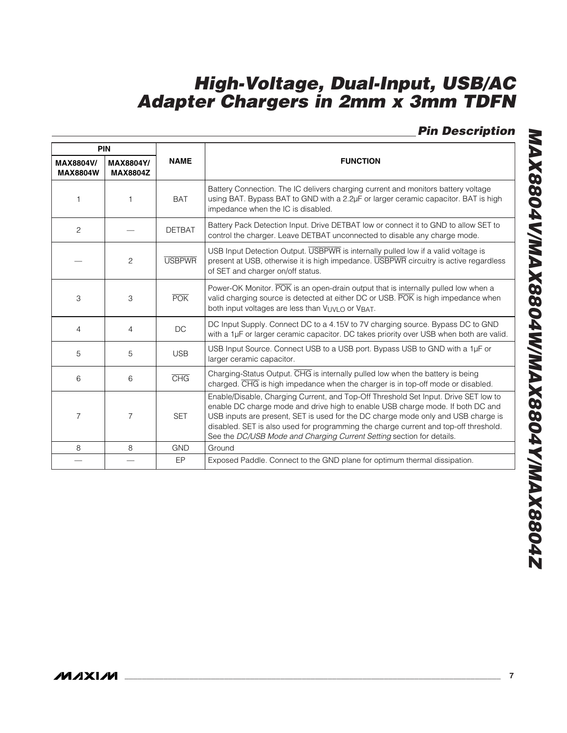## Pin Description

| PIN | | NAME | FUNCTION |
|---|---|---|---|
| MAX8804V/ MAX8804W | MAX8804Y/ MAX8804Z | | |
| 1 | 1 | BAT | Battery Connection. The IC delivers charging current and monitors battery voltage using BAT. Bypass BAT to GND with a 2.2µF or larger ceramic capacitor. BAT is high impedance when the IC is disabled. |
| 2 | — | DETBAT | Battery Pack Detection Input. Drive DETBAT low or connect it to GND to allow SET to control the charger. Leave DETBAT unconnected to disable any charge mode. |
| — | 2 | $\overline{\text{USBPWR}}$ | USB Input Detection Output. $\overline{\text{USBPWR}}$ is internally pulled low if a valid voltage is present at USB, otherwise it is high impedance. $\overline{\text{USBPWR}}$ circuitry is active regardless of SET and charger on/off status. |
| 3 | 3 | $\overline{\text{POK}}$ | Power-OK Monitor. $\overline{\text{POK}}$ is an open-drain output that is internally pulled low when a valid charging source is detected at either DC or USB. $\overline{\text{POK}}$ is high impedance when both input voltages are less than $V_{UVLO}$ or $V_{BAT}$. |
| 4 | 4 | DC | DC Input Supply. Connect DC to a 4.15V to 7V charging source. Bypass DC to GND with a 1µF or larger ceramic capacitor. DC takes priority over USB when both are valid. |
| 5 | 5 | USB | USB Input Source. Connect USB to a USB port. Bypass USB to GND with a 1µF or larger ceramic capacitor. |
| 6 | 6 | $\overline{\text{CHG}}$ | Charging-Status Output. $\overline{\text{CHG}}$ is internally pulled low when the battery is being charged. $\overline{\text{CHG}}$ is high impedance when the charger is in top-off mode or disabled. |
| 7 | 7 | SET | Enable/Disable, Charging Current, and Top-Off Threshold Set Input. Drive SET low to enable DC charge mode and drive high to enable USB charge mode. If both DC and USB inputs are present, SET is used for the DC charge mode only and USB charge is disabled. SET is also used for programming the charge current and top-off threshold. See the *DC/USB Mode and Charging Current Setting* section for details. |
| 8 | 8 | GND | Ground |
| — | — | EP | Exposed Paddle. Connect to the GND plane for optimum thermal dissipation. |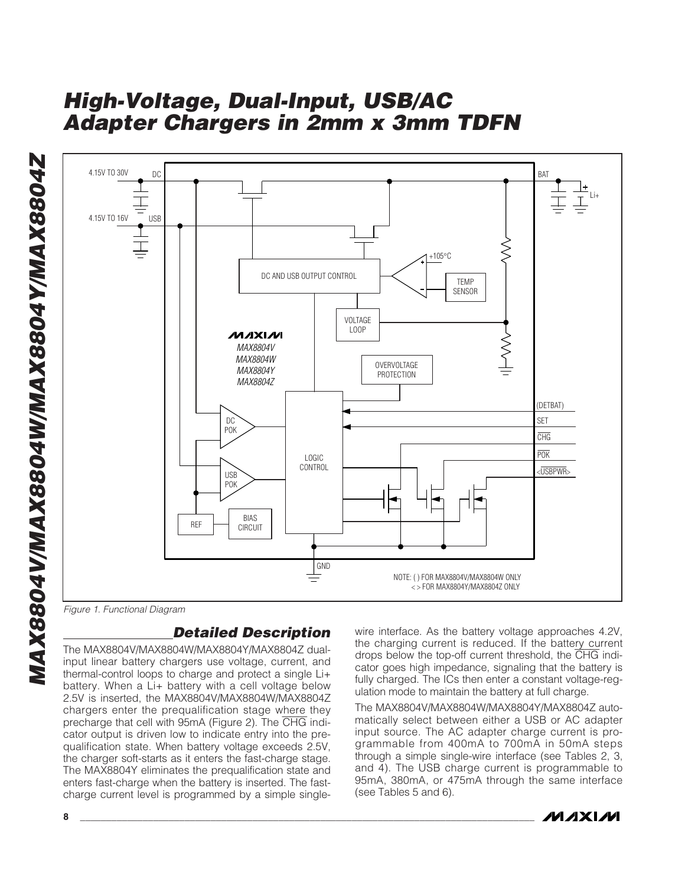Figure 1. Functional Diagram

## Detailed Description

The MAX8804V/MAX8804W/MAX8804Y/MAX8804Z dual-input linear battery chargers use voltage, current, and thermal-control loops to charge and protect a single Li+ battery. When a Li+ battery with a cell voltage below 2.5V is inserted, the MAX8804V/MAX8804W/MAX8804Z chargers enter the prequalification stage where they precharge that cell with 95mA (Figure 2). The $\overline{CHG}$ indicator output is driven low to indicate entry into the prequalification state. When battery voltage exceeds 2.5V, the charger soft-starts as it enters the fast-charge stage. The MAX8804Y eliminates the prequalification state and enters fast-charge when the battery is inserted. The fast-charge current level is programmed by a simple single-wire interface. As the battery voltage approaches 4.2V, the charging current is reduced. If the battery current drops below the top-off current threshold, the $\overline{CHG}$ indicator goes high impedance, signaling that the battery is fully charged. The ICs then enter a constant voltage-regulation mode to maintain the battery at full charge.

The MAX8804V/MAX8804W/MAX8804Y/MAX8804Z automatically select between either a USB or AC adapter input source. The AC adapter charge current is programmable from 400mA to 700mA in 50mA steps through a simple single-wire interface (see Tables 2, 3, and 4). The USB charge current is programmable to 95mA, 380mA, or 475mA through the same interface (see Tables 5 and 6).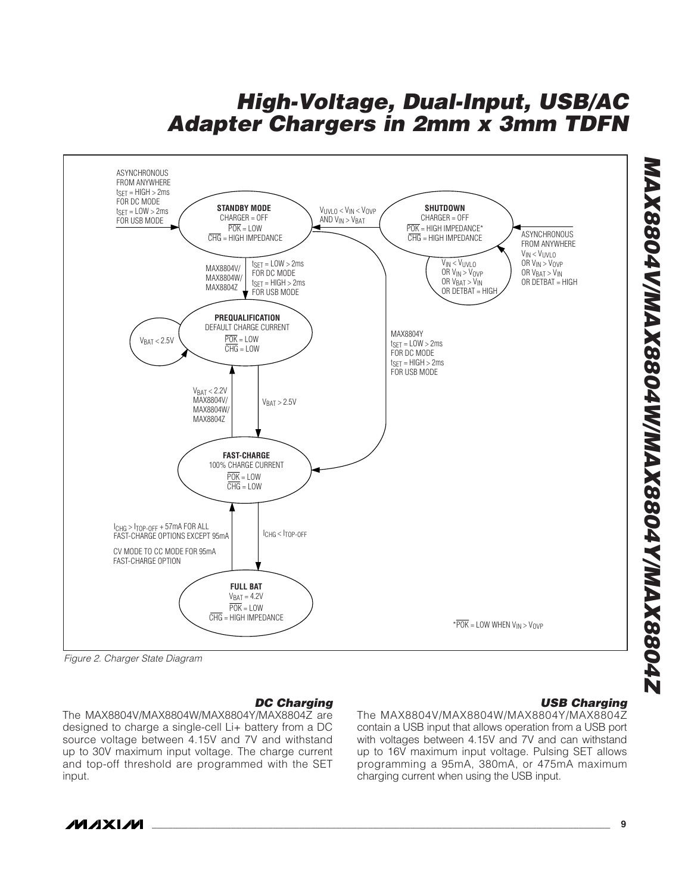ASYNCHRONOUS FROM ANYWHERE $t_{SET}$ = HIGH > 2ms FOR DC MODE $t_{SET}$ = LOW > 2ms FOR USB MODE

**STANDBY MODE**
CHARGER = OFF
$\overline{POK}$ = LOW
$\overline{CHG}$ = HIGH IMPEDANCE

$V_{UVLO} < V_{IN} < V_{OVP}$ AND $V_{IN} > V_{BAT}$

**SHUTDOWN**
CHARGER = OFF
$\overline{POK}$ = HIGH IMPEDANCE*
$\overline{CHG}$ = HIGH IMPEDANCE

$V_{IN} < V_{UVLO}$ OR $V_{IN} > V_{OVP}$ OR $V_{BAT} > V_{IN}$ OR DETBAT = HIGH

ASYNCHRONOUS FROM ANYWHERE $V_{IN} < V_{UVLO}$ OR $V_{IN} > V_{OVP}$ OR $V_{BAT} > V_{IN}$ OR DETBAT = HIGH

MAX8804V/ MAX8804W/ MAX8804Z: $t_{SET}$ = LOW > 2ms FOR DC MODE $t_{SET}$ = HIGH > 2ms FOR USB MODE

**PREQUALIFICATION**
DEFAULT CHARGE CURRENT
$\overline{POK}$ = LOW
$\overline{CHG}$ = LOW

$V_{BAT}$ < 2.5V

MAX8804Y $t_{SET}$ = LOW > 2ms FOR DC MODE $t_{SET}$ = HIGH > 2ms FOR USB MODE

$V_{BAT}$ < 2.2V MAX8804V/ MAX8804W/ MAX8804Z

$V_{BAT}$ > 2.5V

**FAST-CHARGE**
100% CHARGE CURRENT
$\overline{POK}$ = LOW
$\overline{CHG}$ = LOW

$I_{CHG} > I_{TOP-OFF}$ + 57mA FOR ALL FAST-CHARGE OPTIONS EXCEPT 95mA

CV MODE TO CC MODE FOR 95mA FAST-CHARGE OPTION

$I_{CHG} < I_{TOP-OFF}$

**FULL BAT**
$V_{BAT}$ = 4.2V
$\overline{POK}$ = LOW
$\overline{CHG}$ = HIGH IMPEDANCE

*$\overline{POK}$ = LOW WHEN $V_{IN} > V_{OVP}$

*Figure 2. Charger State Diagram*

### DC Charging

The MAX8804V/MAX8804W/MAX8804Y/MAX8804Z are designed to charge a single-cell Li+ battery from a DC source voltage between 4.15V and 7V and withstand up to 30V maximum input voltage. The charge current and top-off threshold are programmed with the SET input.

### USB Charging

The MAX8804V/MAX8804W/MAX8804Y/MAX8804Z contain a USB input that allows operation from a USB port with voltages between 4.15V and 7V and can withstand up to 16V maximum input voltage. Pulsing SET allows programming a 95mA, 380mA, or 475mA maximum charging current when using the USB input.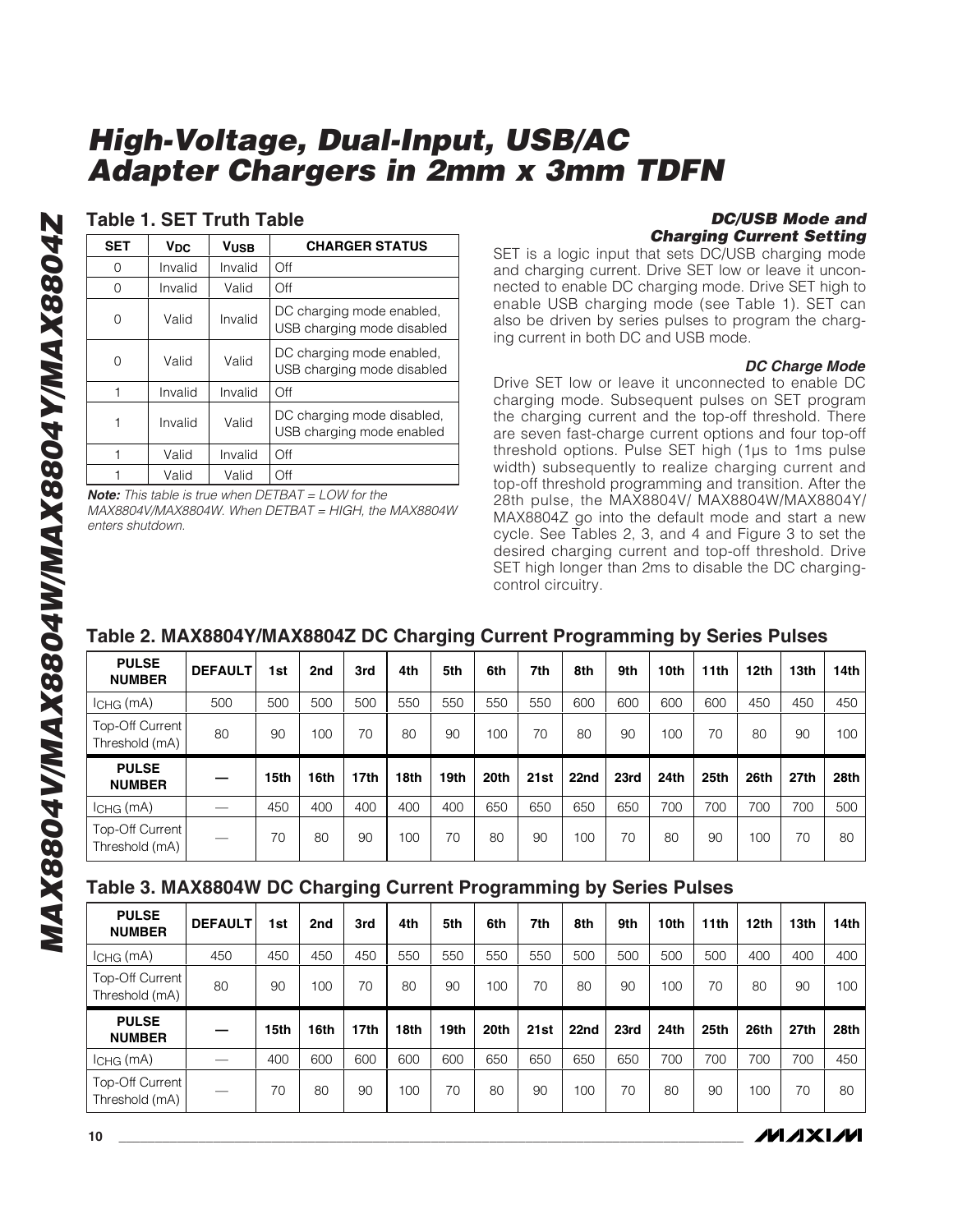## Table 1. SET Truth Table

| SET | $V_{DC}$ | $V_{USB}$ | CHARGER STATUS |
|---|---|---|---|
| 0 | Invalid | Invalid | Off |
| 0 | Invalid | Valid | Off |
| 0 | Valid | Invalid | DC charging mode enabled, USB charging mode disabled |
| 0 | Valid | Valid | DC charging mode enabled, USB charging mode disabled |
| 1 | Invalid | Invalid | Off |
| 1 | Invalid | Valid | DC charging mode disabled, USB charging mode enabled |
| 1 | Valid | Invalid | Off |
| 1 | Valid | Valid | Off |

***Note:*** *This table is true when DETBAT = LOW for the MAX8804V/MAX8804W. When DETBAT = HIGH, the MAX8804W enters shutdown.*

### *DC/USB Mode and Charging Current Setting*

SET is a logic input that sets DC/USB charging mode and charging current. Drive SET low or leave it unconnected to enable DC charging mode. Drive SET high to enable USB charging mode (see Table 1). SET can also be driven by series pulses to program the charging current in both DC and USB mode.

### *DC Charge Mode*

Drive SET low or leave it unconnected to enable DC charging mode. Subsequent pulses on SET program the charging current and the top-off threshold. There are seven fast-charge current options and four top-off threshold options. Pulse SET high (1µs to 1ms pulse width) subsequently to realize charging current and top-off threshold programming and transition. After the 28th pulse, the MAX8804V/ MAX8804W/MAX8804Y/ MAX8804Z go into the default mode and start a new cycle. See Tables 2, 3, and 4 and Figure 3 to set the desired charging current and top-off threshold. Drive SET high longer than 2ms to disable the DC charging-control circuitry.

## Table 2. MAX8804Y/MAX8804Z DC Charging Current Programming by Series Pulses

| PULSE NUMBER | DEFAULT | 1st | 2nd | 3rd | 4th | 5th | 6th | 7th | 8th | 9th | 10th | 11th | 12th | 13th | 14th |
|---|---|---|---|---|---|---|---|---|---|---|---|---|---|---|---|
| $I_{CHG}$ (mA) | 500 | 500 | 500 | 500 | 550 | 550 | 550 | 550 | 600 | 600 | 600 | 600 | 450 | 450 | 450 |
| Top-Off Current Threshold (mA) | 80 | 90 | 100 | 70 | 80 | 90 | 100 | 70 | 80 | 90 | 100 | 70 | 80 | 90 | 100 |
| **PULSE NUMBER** | **—** | **15th** | **16th** | **17th** | **18th** | **19th** | **20th** | **21st** | **22nd** | **23rd** | **24th** | **25th** | **26th** | **27th** | **28th** |
| $I_{CHG}$ (mA) | — | 450 | 400 | 400 | 400 | 400 | 650 | 650 | 650 | 650 | 700 | 700 | 700 | 700 | 500 |
| Top-Off Current Threshold (mA) | — | 70 | 80 | 90 | 100 | 70 | 80 | 90 | 100 | 70 | 80 | 90 | 100 | 70 | 80 |

## Table 3. MAX8804W DC Charging Current Programming by Series Pulses

| PULSE NUMBER | DEFAULT | 1st | 2nd | 3rd | 4th | 5th | 6th | 7th | 8th | 9th | 10th | 11th | 12th | 13th | 14th |
|---|---|---|---|---|---|---|---|---|---|---|---|---|---|---|---|
| $I_{CHG}$ (mA) | 450 | 450 | 450 | 450 | 550 | 550 | 550 | 550 | 500 | 500 | 500 | 500 | 400 | 400 | 400 |
| Top-Off Current Threshold (mA) | 80 | 90 | 100 | 70 | 80 | 90 | 100 | 70 | 80 | 90 | 100 | 70 | 80 | 90 | 100 |
| **PULSE NUMBER** | **—** | **15th** | **16th** | **17th** | **18th** | **19th** | **20th** | **21st** | **22nd** | **23rd** | **24th** | **25th** | **26th** | **27th** | **28th** |
| $I_{CHG}$ (mA) | — | 400 | 600 | 600 | 600 | 600 | 650 | 650 | 650 | 650 | 700 | 700 | 700 | 700 | 450 |
| Top-Off Current Threshold (mA) | — | 70 | 80 | 90 | 100 | 70 | 80 | 90 | 100 | 70 | 80 | 90 | 100 | 70 | 80 |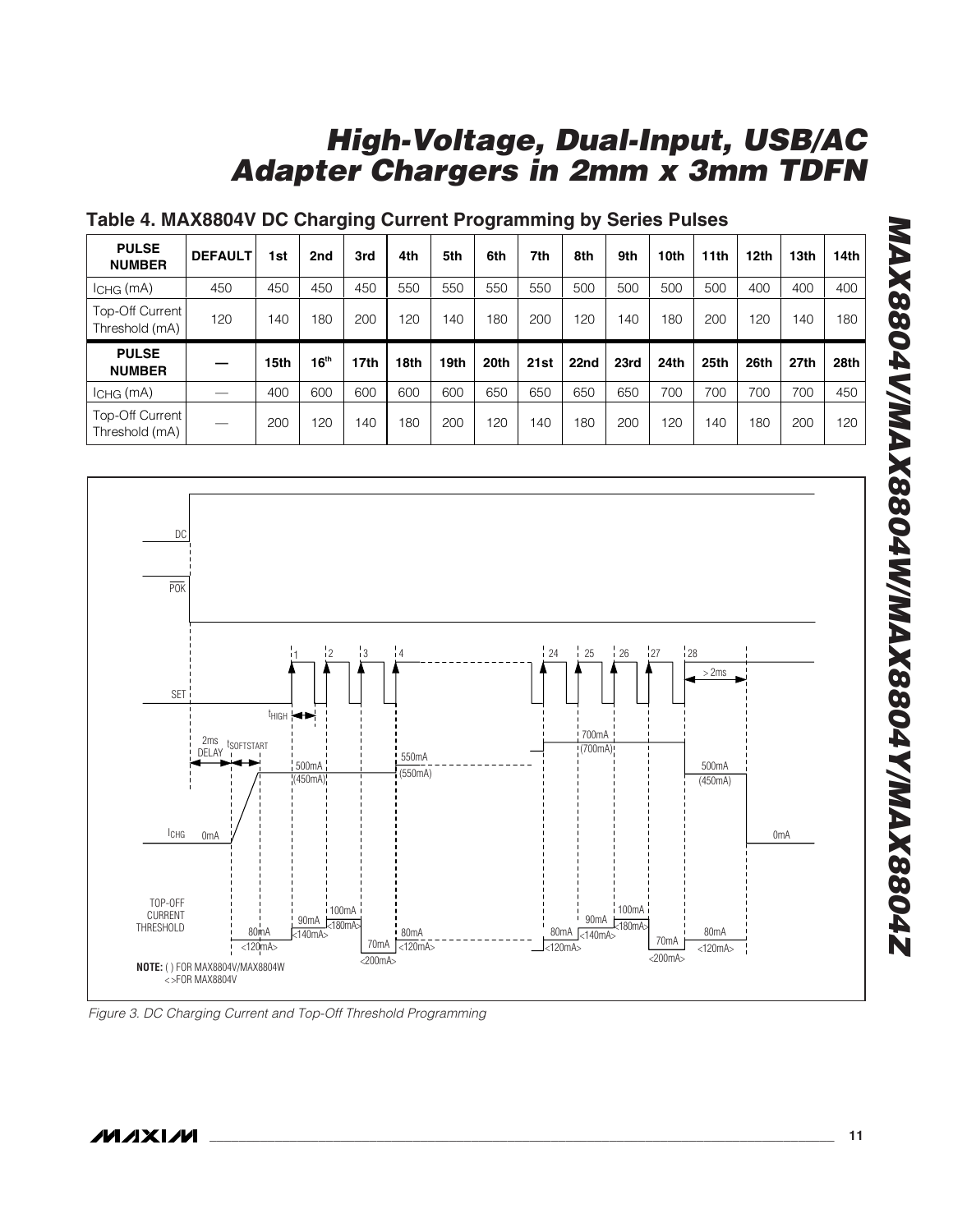## Table 4. MAX8804V DC Charging Current Programming by Series Pulses

| PULSE NUMBER | DEFAULT | 1st | 2nd | 3rd | 4th | 5th | 6th | 7th | 8th | 9th | 10th | 11th | 12th | 13th | 14th |
|---|---|---|---|---|---|---|---|---|---|---|---|---|---|---|---|
| $I_{CHG}$ (mA) | 450 | 450 | 450 | 450 | 550 | 550 | 550 | 550 | 500 | 500 | 500 | 500 | 400 | 400 | 400 |
| Top-Off Current Threshold (mA) | 120 | 140 | 180 | 200 | 120 | 140 | 180 | 200 | 120 | 140 | 180 | 200 | 120 | 140 | 180 |
| **PULSE NUMBER** | **—** | **15th** | **16th** | **17th** | **18th** | **19th** | **20th** | **21st** | **22nd** | **23rd** | **24th** | **25th** | **26th** | **27th** | **28th** |
| $I_{CHG}$ (mA) | — | 400 | 600 | 600 | 600 | 600 | 650 | 650 | 650 | 650 | 700 | 700 | 700 | 700 | 450 |
| Top-Off Current Threshold (mA) | — | 200 | 120 | 140 | 180 | 200 | 120 | 140 | 180 | 200 | 120 | 140 | 180 | 200 | 120 |

*Figure 3. DC Charging Current and Top-Off Threshold Programming*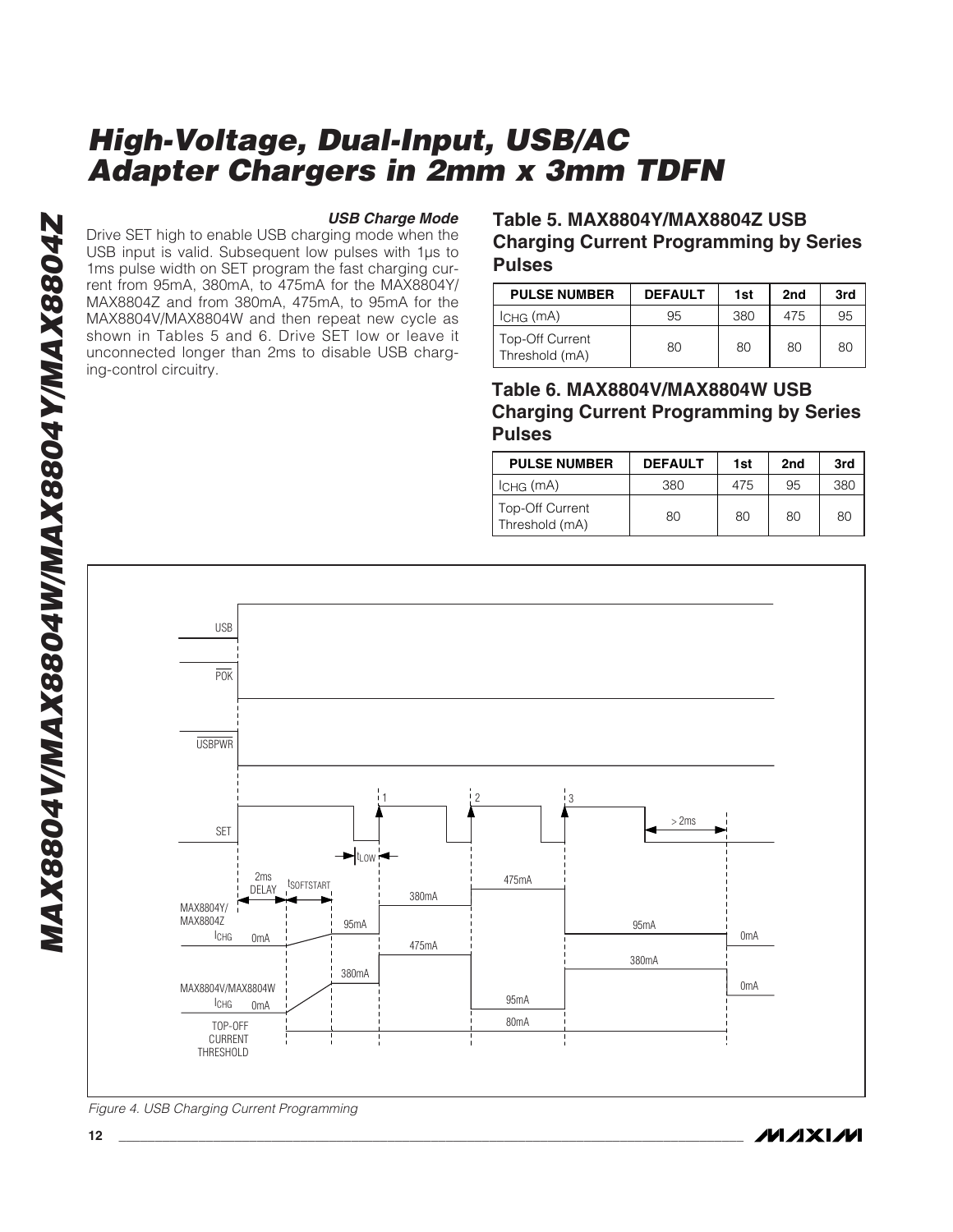### USB Charge Mode

Drive SET high to enable USB charging mode when the USB input is valid. Subsequent low pulses with 1µs to 1ms pulse width on SET program the fast charging current from 95mA, 380mA, to 475mA for the MAX8804Y/MAX8804Z and from 380mA, 475mA, to 95mA for the MAX8804V/MAX8804W and then repeat new cycle as shown in Tables 5 and 6. Drive SET low or leave it unconnected longer than 2ms to disable USB charging-control circuitry.

## Table 5. MAX8804Y/MAX8804Z USB Charging Current Programming by Series Pulses

| PULSE NUMBER | DEFAULT | 1st | 2nd | 3rd |
|---|---|---|---|---|
| $I_{CHG}$ (mA) | 95 | 380 | 475 | 95 |
| Top-Off Current Threshold (mA) | 80 | 80 | 80 | 80 |

## Table 6. MAX8804V/MAX8804W USB Charging Current Programming by Series Pulses

| PULSE NUMBER | DEFAULT | 1st | 2nd | 3rd |
|---|---|---|---|---|
| $I_{CHG}$ (mA) | 380 | 475 | 95 | 380 |
| Top-Off Current Threshold (mA) | 80 | 80 | 80 | 80 |

Figure 4. USB Charging Current Programming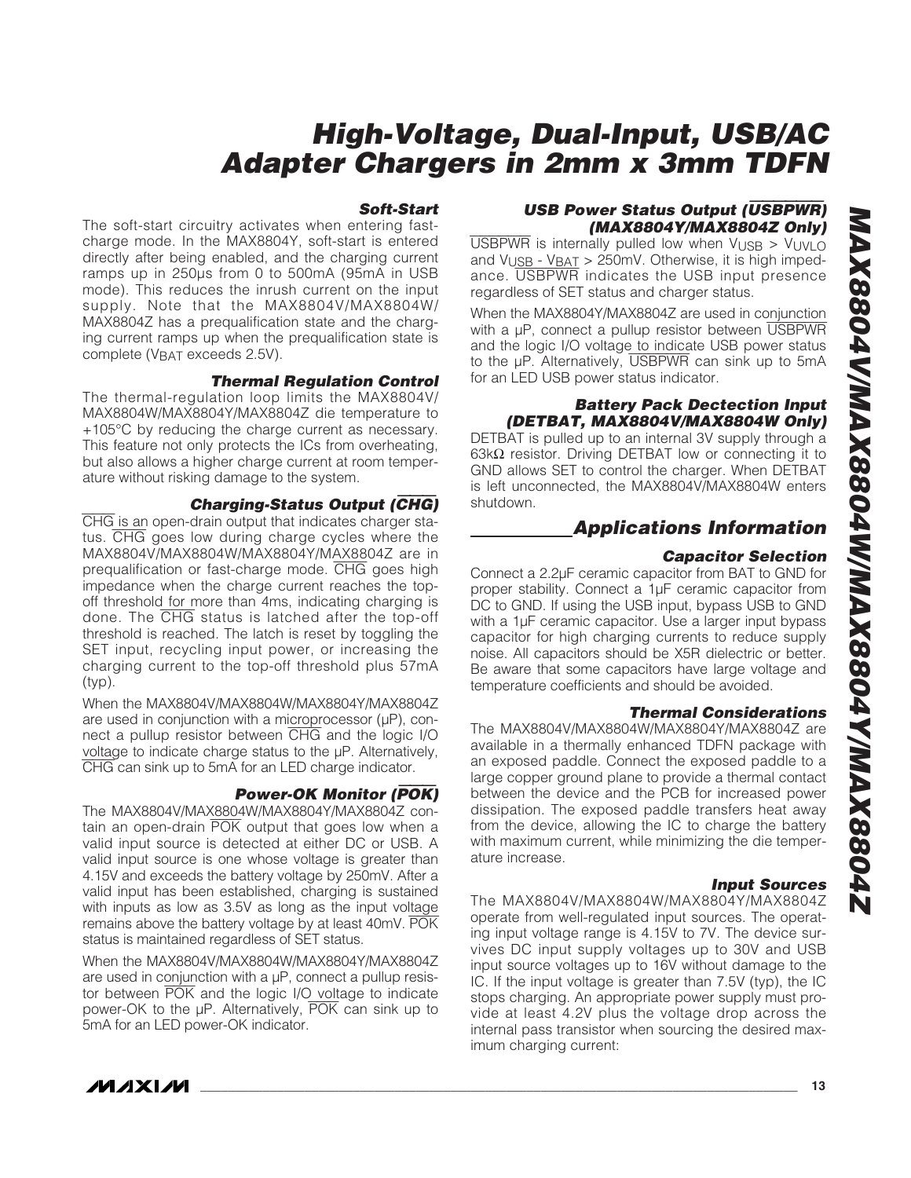### Soft-Start

The soft-start circuitry activates when entering fast-charge mode. In the MAX8804Y, soft-start is entered directly after being enabled, and the charging current ramps up in 250µs from 0 to 500mA (95mA in USB mode). This reduces the inrush current on the input supply. Note that the MAX8804V/MAX8804W/MAX8804Z has a prequalification state and the charging current ramps up when the prequalification state is complete ($V_{BAT}$ exceeds 2.5V).

### Thermal Regulation Control

The thermal-regulation loop limits the MAX8804V/MAX8804W/MAX8804Y/MAX8804Z die temperature to +105°C by reducing the charge current as necessary. This feature not only protects the ICs from overheating, but also allows a higher charge current at room temperature without risking damage to the system.

### Charging-Status Output ($\overline{CHG}$)

$\overline{CHG}$ is an open-drain output that indicates charger status. $\overline{CHG}$ goes low during charge cycles where the MAX8804V/MAX8804W/MAX8804Y/MAX8804Z are in prequalification or fast-charge mode. $\overline{CHG}$ goes high impedance when the charge current reaches the top-off threshold for more than 4ms, indicating charging is done. The $\overline{CHG}$ status is latched after the top-off threshold is reached. The latch is reset by toggling the SET input, recycling input power, or increasing the charging current to the top-off threshold plus 57mA (typ).

When the MAX8804V/MAX8804W/MAX8804Y/MAX8804Z are used in conjunction with a microprocessor (µP), connect a pullup resistor between $\overline{CHG}$ and the logic I/O voltage to indicate charge status to the µP. Alternatively, $\overline{CHG}$ can sink up to 5mA for an LED charge indicator.

### Power-OK Monitor ($\overline{POK}$)

The MAX8804V/MAX8804W/MAX8804Y/MAX8804Z contain an open-drain $\overline{POK}$ output that goes low when a valid input source is detected at either DC or USB. A valid input source is one whose voltage is greater than 4.15V and exceeds the battery voltage by 250mV. After a valid input has been established, charging is sustained with inputs as low as 3.5V as long as the input voltage remains above the battery voltage by at least 40mV. $\overline{POK}$ status is maintained regardless of SET status.

When the MAX8804V/MAX8804W/MAX8804Y/MAX8804Z are used in conjunction with a µP, connect a pullup resistor between $\overline{POK}$ and the logic I/O voltage to indicate power-OK to the µP. Alternatively, $\overline{POK}$ can sink up to 5mA for an LED power-OK indicator.

### USB Power Status Output ($\overline{USBPWR}$) (MAX8804Y/MAX8804Z Only)

$\overline{USBPWR}$ is internally pulled low when $V_{USB} > V_{UVLO}$ and $V_{USB} - V_{BAT} > 250mV$. Otherwise, it is high impedance. $\overline{USBPWR}$ indicates the USB input presence regardless of SET status and charger status.

When the MAX8804Y/MAX8804Z are used in conjunction with a µP, connect a pullup resistor between $\overline{USBPWR}$ and the logic I/O voltage to indicate USB power status to the µP. Alternatively, $\overline{USBPWR}$ can sink up to 5mA for an LED USB power status indicator.

### Battery Pack Dectection Input (DETBAT, MAX8804V/MAX8804W Only)

DETBAT is pulled up to an internal 3V supply through a 63kΩ resistor. Driving DETBAT low or connecting it to GND allows SET to control the charger. When DETBAT is left unconnected, the MAX8804V/MAX8804W enters shutdown.

## Applications Information

### Capacitor Selection

Connect a 2.2µF ceramic capacitor from BAT to GND for proper stability. Connect a 1µF ceramic capacitor from DC to GND. If using the USB input, bypass USB to GND with a 1µF ceramic capacitor. Use a larger input bypass capacitor for high charging currents to reduce supply noise. All capacitors should be X5R dielectric or better. Be aware that some capacitors have large voltage and temperature coefficients and should be avoided.

### Thermal Considerations

The MAX8804V/MAX8804W/MAX8804Y/MAX8804Z are available in a thermally enhanced TDFN package with an exposed paddle. Connect the exposed paddle to a large copper ground plane to provide a thermal contact between the device and the PCB for increased power dissipation. The exposed paddle transfers heat away from the device, allowing the IC to charge the battery with maximum current, while minimizing the die temperature increase.

### Input Sources

The MAX8804V/MAX8804W/MAX8804Y/MAX8804Z operate from well-regulated input sources. The operating input voltage range is 4.15V to 7V. The device survives DC input supply voltages up to 30V and USB input source voltages up to 16V without damage to the IC. If the input voltage is greater than 7.5V (typ), the IC stops charging. An appropriate power supply must provide at least 4.2V plus the voltage drop across the internal pass transistor when sourcing the desired maximum charging current: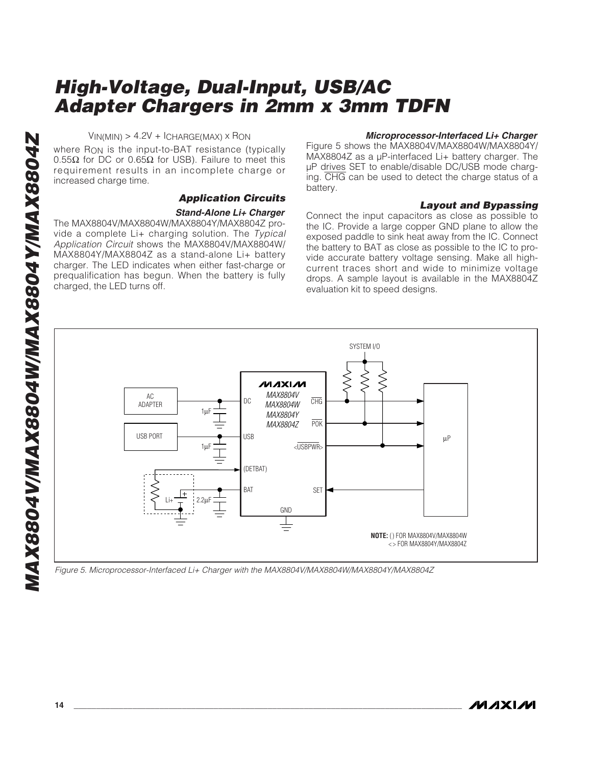$$V_{IN(MIN)} > 4.2V + I_{CHARGE(MAX)} \times R_{ON}$$

where $R_{ON}$ is the input-to-BAT resistance (typically 0.55Ω for DC or 0.65Ω for USB). Failure to meet this requirement results in an incomplete charge or increased charge time.

## Application Circuits

### Stand-Alone Li+ Charger

The MAX8804V/MAX8804W/MAX8804Y/MAX8804Z provide a complete Li+ charging solution. The *Typical Application Circuit* shows the MAX8804V/MAX8804W/MAX8804Y/MAX8804Z as a stand-alone Li+ battery charger. The LED indicates when either fast-charge or prequalification has begun. When the battery is fully charged, the LED turns off.

### Microprocessor-Interfaced Li+ Charger

Figure 5 shows the MAX8804V/MAX8804W/MAX8804Y/MAX8804Z as a µP-interfaced Li+ battery charger. The µP drives SET to enable/disable DC/USB mode charging. $\overline{CHG}$ can be used to detect the charge status of a battery.

## Layout and Bypassing

Connect the input capacitors as close as possible to the IC. Provide a large copper GND plane to allow the exposed paddle to sink heat away from the IC. Connect the battery to BAT as close as possible to the IC to provide accurate battery voltage sensing. Make all high-current traces short and wide to minimize voltage drops. A sample layout is available in the MAX8804Z evaluation kit to speed designs.

*Figure 5. Microprocessor-Interfaced Li+ Charger with the MAX8804V/MAX8804W/MAX8804Y/MAX8804Z*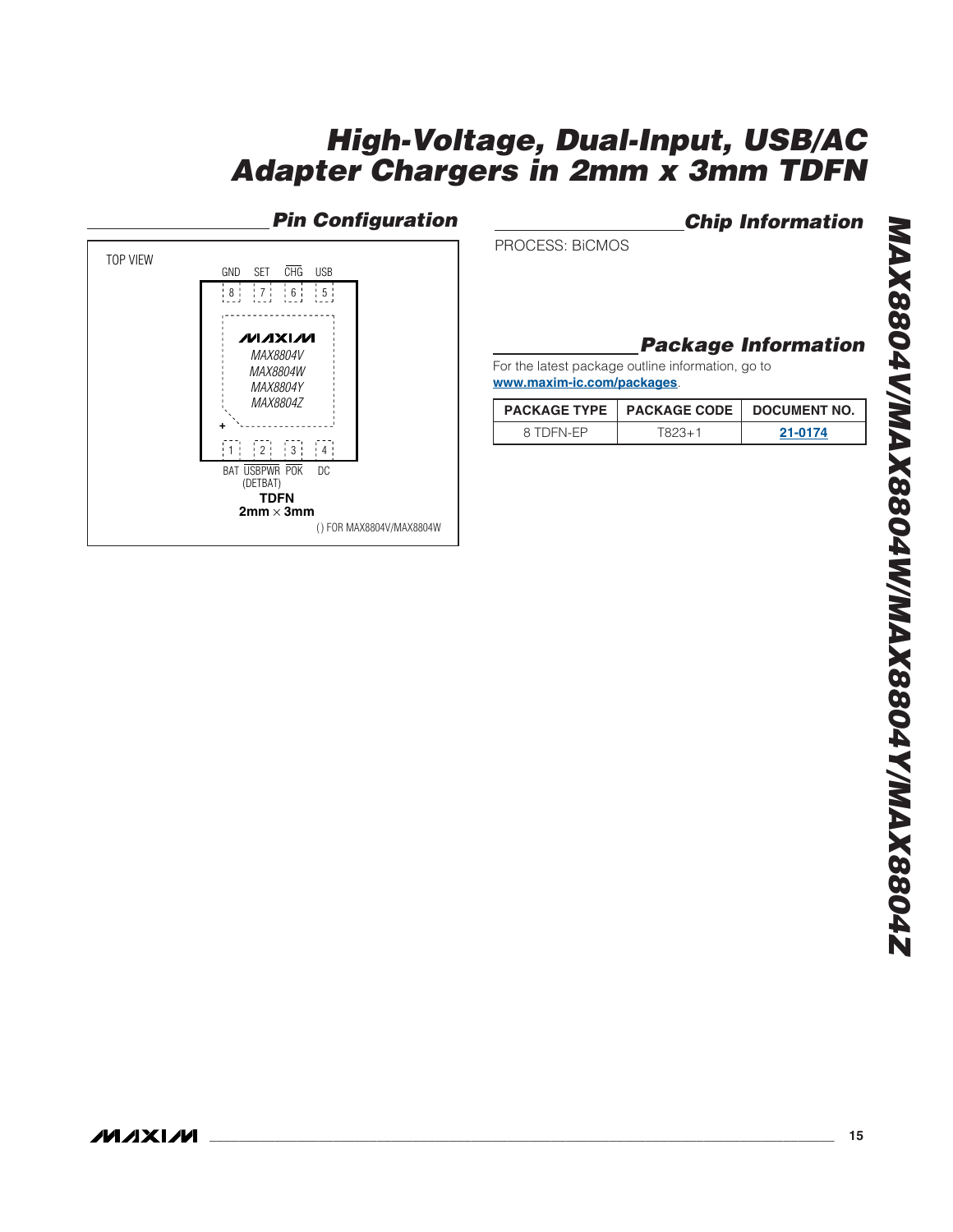## Pin Configuration

TOP VIEW

| GND | SET | $\overline{CHG}$ | USB |
|---|---|---|---|
| 8 | 7 | 6 | 5 |

MAXIM
MAX8804V
MAX8804W
MAX8804Y
MAX8804Z

+

| 1 | 2 | 3 | 4 |
|---|---|---|---|
| BAT | $\overline{USBPWR}$ (DETBAT) | $\overline{POK}$ | DC |

**TDFN**
**2mm × 3mm**

( ) FOR MAX8804V/MAX8804W

## Chip Information

PROCESS: BiCMOS

## Package Information

For the latest package outline information, go to **www.maxim-ic.com/packages**.

| PACKAGE TYPE | PACKAGE CODE | DOCUMENT NO. |
|---|---|---|
| 8 TDFN-EP | T823+1 | 21-0174 |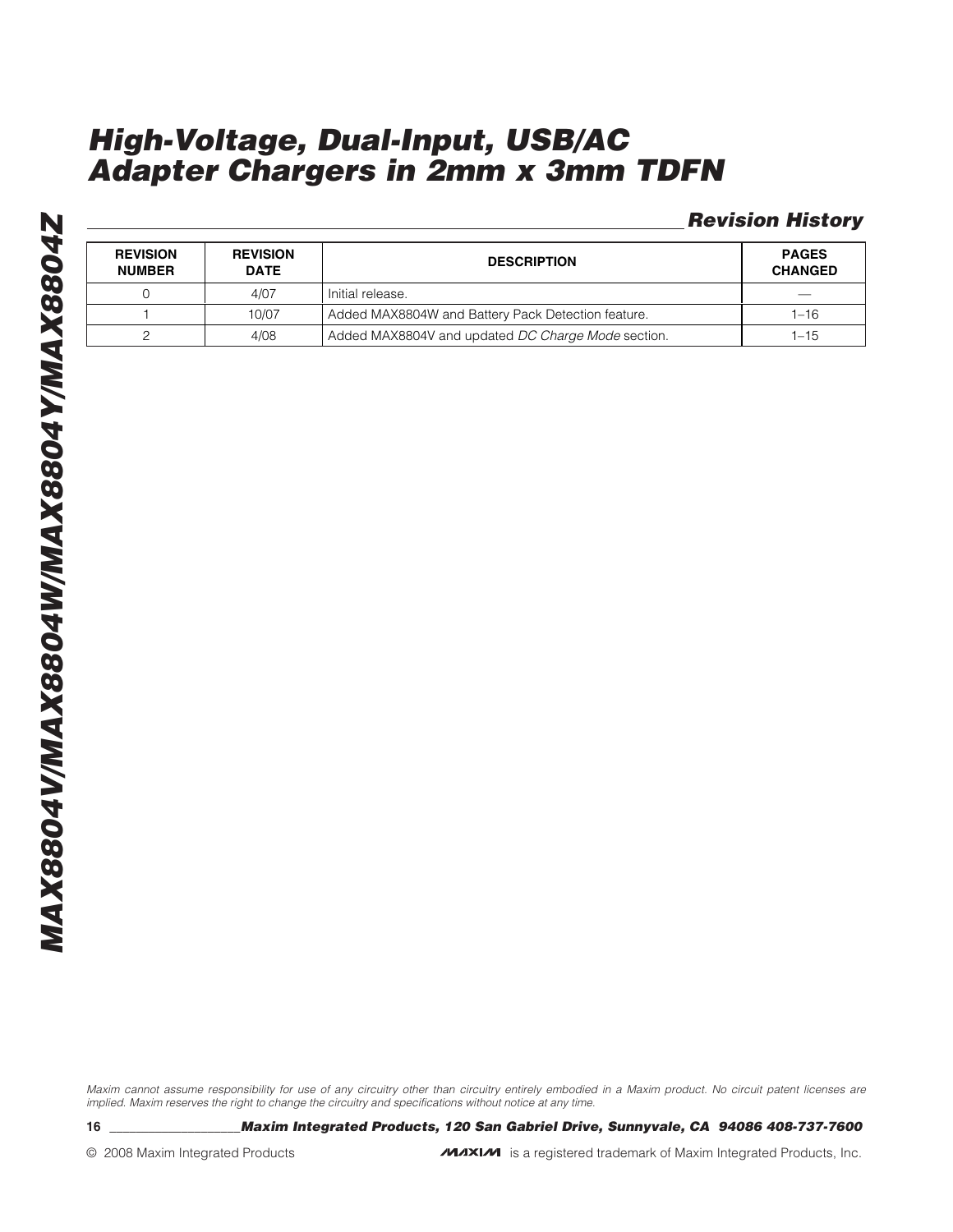## Revision History

| REVISION NUMBER | REVISION DATE | DESCRIPTION | PAGES CHANGED |
|---|---|---|---|
| 0 | 4/07 | Initial release. | — |
| 1 | 10/07 | Added MAX8804W and Battery Pack Detection feature. | 1–16 |
| 2 | 4/08 | Added MAX8804V and updated *DC Charge Mode* section. | 1–15 |

*Maxim cannot assume responsibility for use of any circuitry other than circuitry entirely embodied in a Maxim product. No circuit patent licenses are implied. Maxim reserves the right to change the circuitry and specifications without notice at any time.*

***Maxim Integrated Products, 120 San Gabriel Drive, Sunnyvale, CA 94086 408-737-7600***

© 2008 Maxim Integrated Products

MAXIM is a registered trademark of Maxim Integrated Products, Inc.